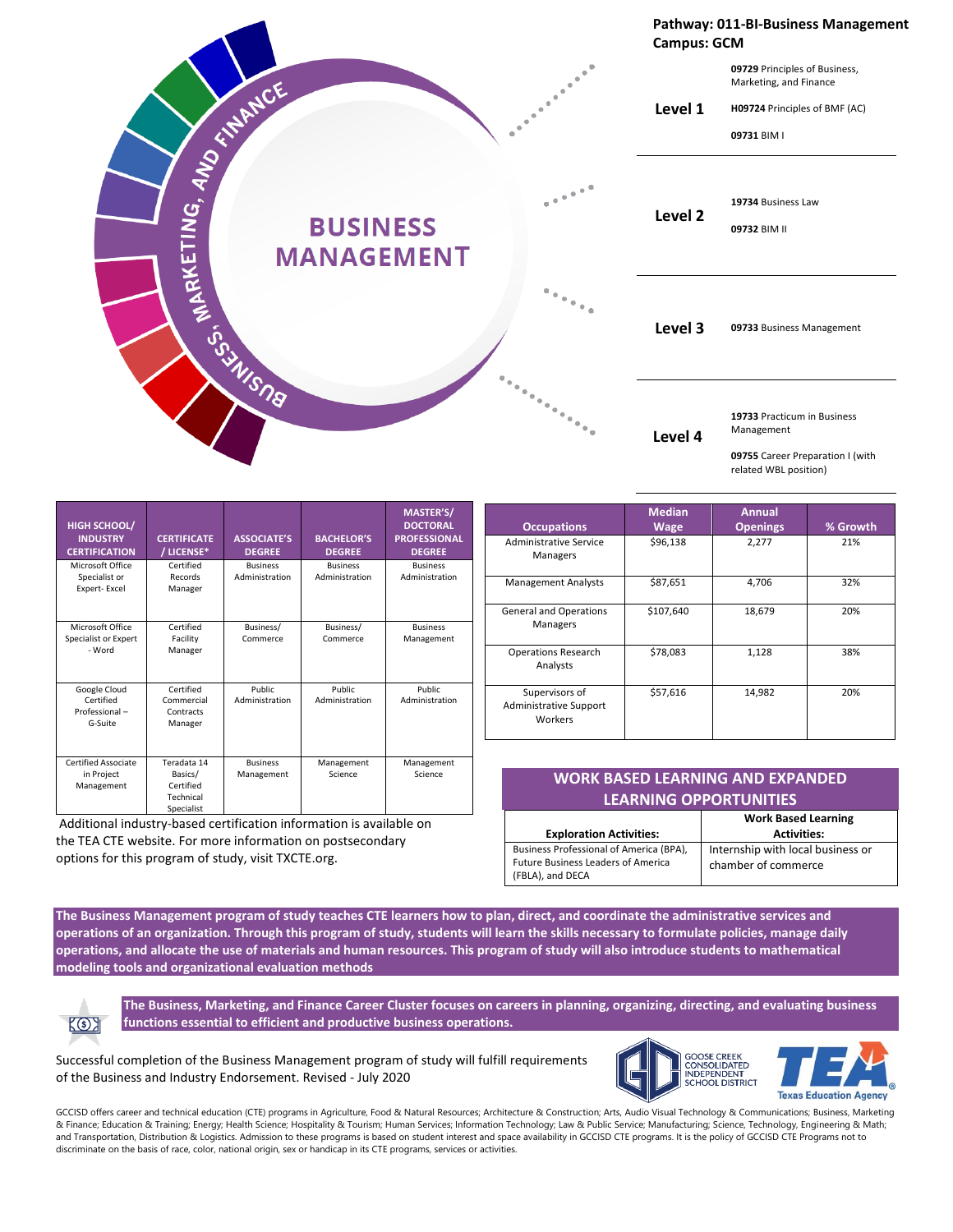# BUSINESS MANAGEMENT

BUSINESS, MARKETING, AND FINANCE

**Pathway: 011-BI-Business Management**
**Campus: GCM**

| Level | Courses |
|---|---|
| **Level 1** | **09729** Principles of Business, Marketing, and Finance<br>**H09724** Principles of BMF (AC)<br>**09731** BIM I |
| **Level 2** | **19734** Business Law<br>**09732** BIM II |
| **Level 3** | **09733** Business Management |
| **Level 4** | **19733** Practicum in Business Management<br>**09755** Career Preparation I (with related WBL position) |

| HIGH SCHOOL/ INDUSTRY CERTIFICATION | CERTIFICATE / LICENSE* | ASSOCIATE'S DEGREE | BACHELOR'S DEGREE | MASTER'S/ DOCTORAL PROFESSIONAL DEGREE |
|---|---|---|---|---|
| Microsoft Office Specialist or Expert- Excel | Certified Records Manager | Business Administration | Business Administration | Business Administration |
| Microsoft Office Specialist or Expert - Word | Certified Facility Manager | Business/ Commerce | Business/ Commerce | Business Management |
| Google Cloud Certified Professional – G-Suite | Certified Commercial Contracts Manager | Public Administration | Public Administration | Public Administration |
| Certified Associate in Project Management | Teradata 14 Basics/ Certified Technical Specialist | Business Management | Management Science | Management Science |

Additional industry-based certification information is available on the TEA CTE website. For more information on postsecondary options for this program of study, visit TXCTE.org.

| Occupations | Median Wage | Annual Openings | % Growth |
|---|---|---|---|
| Administrative Service Managers | $96,138 | 2,277 | 21% |
| Management Analysts | $87,651 | 4,706 | 32% |
| General and Operations Managers | $107,640 | 18,679 | 20% |
| Operations Research Analysts | $78,083 | 1,128 | 38% |
| Supervisors of Administrative Support Workers | $57,616 | 14,982 | 20% |

## WORK BASED LEARNING AND EXPANDED LEARNING OPPORTUNITIES

| Exploration Activities: | Work Based Learning Activities: |
|---|---|
| Business Professional of America (BPA), Future Business Leaders of America (FBLA), and DECA | Internship with local business or chamber of commerce |

**The Business Management program of study teaches CTE learners how to plan, direct, and coordinate the administrative services and operations of an organization. Through this program of study, students will learn the skills necessary to formulate policies, manage daily operations, and allocate the use of materials and human resources. This program of study will also introduce students to mathematical modeling tools and organizational evaluation methods**

**The Business, Marketing, and Finance Career Cluster focuses on careers in planning, organizing, directing, and evaluating business functions essential to efficient and productive business operations.**

Successful completion of the Business Management program of study will fulfill requirements of the Business and Industry Endorsement. Revised - July 2020

GOOSE CREEK CONSOLIDATED INDEPENDENT SCHOOL DISTRICT

TEA Texas Education Agency

GCCISD offers career and technical education (CTE) programs in Agriculture, Food & Natural Resources; Architecture & Construction; Arts, Audio Visual Technology & Communications; Business, Marketing & Finance; Education & Training; Energy; Health Science; Hospitality & Tourism; Human Services; Information Technology; Law & Public Service; Manufacturing; Science, Technology, Engineering & Math; and Transportation, Distribution & Logistics. Admission to these programs is based on student interest and space availability in GCCISD CTE programs. It is the policy of GCCISD CTE Programs not to discriminate on the basis of race, color, national origin, sex or handicap in its CTE programs, services or activities.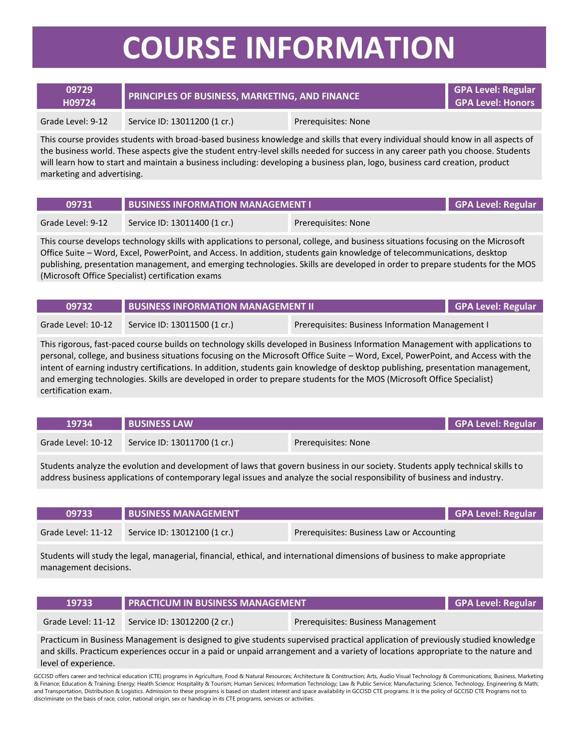# COURSE INFORMATION

| 09729<br>H09724 | PRINCIPLES OF BUSINESS, MARKETING, AND FINANCE | GPA Level: Regular<br>GPA Level: Honors |
|---|---|---|
| Grade Level: 9-12 | Service ID: 13011200 (1 cr.) | Prerequisites: None |

This course provides students with broad-based business knowledge and skills that every individual should know in all aspects of the business world. These aspects give the student entry-level skills needed for success in any career path you choose. Students will learn how to start and maintain a business including: developing a business plan, logo, business card creation, product marketing and advertising.

| 09731 | BUSINESS INFORMATION MANAGEMENT I | GPA Level: Regular |
|---|---|---|
| Grade Level: 9-12 | Service ID: 13011400 (1 cr.) | Prerequisites: None |

This course develops technology skills with applications to personal, college, and business situations focusing on the Microsoft Office Suite – Word, Excel, PowerPoint, and Access. In addition, students gain knowledge of telecommunications, desktop publishing, presentation management, and emerging technologies. Skills are developed in order to prepare students for the MOS (Microsoft Office Specialist) certification exams

| 09732 | BUSINESS INFORMATION MANAGEMENT II | GPA Level: Regular |
|---|---|---|
| Grade Level: 10-12 | Service ID: 13011500 (1 cr.) | Prerequisites: Business Information Management I |

This rigorous, fast-paced course builds on technology skills developed in Business Information Management with applications to personal, college, and business situations focusing on the Microsoft Office Suite – Word, Excel, PowerPoint, and Access with the intent of earning industry certifications. In addition, students gain knowledge of desktop publishing, presentation management, and emerging technologies. Skills are developed in order to prepare students for the MOS (Microsoft Office Specialist) certification exam.

| 19734 | BUSINESS LAW | GPA Level: Regular |
|---|---|---|
| Grade Level: 10-12 | Service ID: 13011700 (1 cr.) | Prerequisites: None |

Students analyze the evolution and development of laws that govern business in our society. Students apply technical skills to address business applications of contemporary legal issues and analyze the social responsibility of business and industry.

| 09733 | BUSINESS MANAGEMENT | GPA Level: Regular |
|---|---|---|
| Grade Level: 11-12 | Service ID: 13012100 (1 cr.) | Prerequisites: Business Law or Accounting |

Students will study the legal, managerial, financial, ethical, and international dimensions of business to make appropriate management decisions.

| 19733 | PRACTICUM IN BUSINESS MANAGEMENT | GPA Level: Regular |
|---|---|---|
| Grade Level: 11-12 | Service ID: 13012200 (2 cr.) | Prerequisites: Business Management |

Practicum in Business Management is designed to give students supervised practical application of previously studied knowledge and skills. Practicum experiences occur in a paid or unpaid arrangement and a variety of locations appropriate to the nature and level of experience.

GCCISD offers career and technical education (CTE) programs in Agriculture, Food & Natural Resources; Architecture & Construction; Arts, Audio Visual Technology & Communications; Business, Marketing & Finance; Education & Training; Energy; Health Science; Hospitality & Tourism; Human Services; Information Technology; Law & Public Service; Manufacturing; Science, Technology, Engineering & Math; and Transportation, Distribution & Logistics. Admission to these programs is based on student interest and space availability in GCCISD CTE programs. It is the policy of GCCISD CTE Programs not to discriminate on the basis of race, color, national origin, sex or handicap in its CTE programs, services or activities.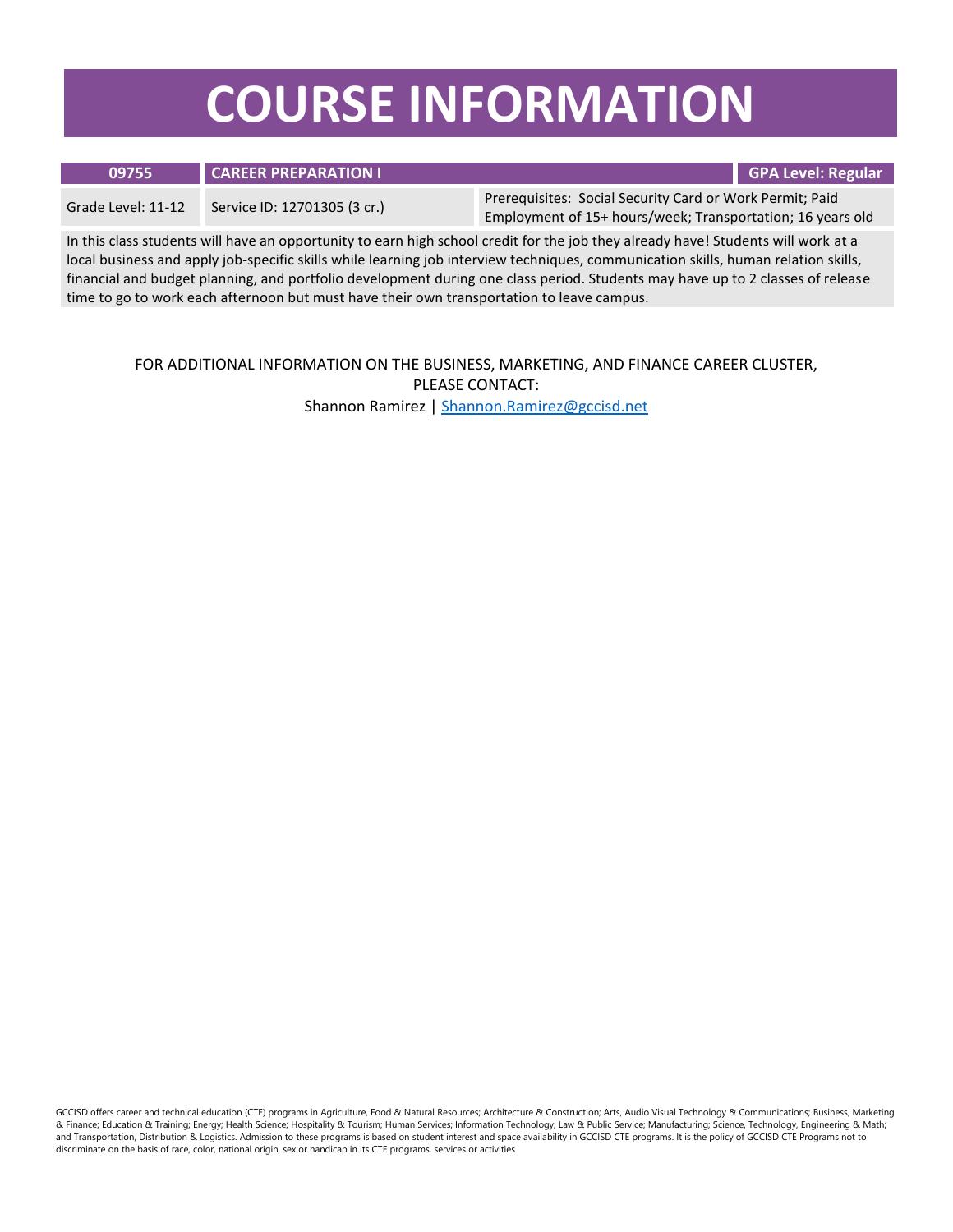# COURSE INFORMATION

| 09755 | CAREER PREPARATION I | | GPA Level: Regular |
|---|---|---|---|
| Grade Level: 11-12 | Service ID: 12701305 (3 cr.) | Prerequisites: Social Security Card or Work Permit; Paid Employment of 15+ hours/week; Transportation; 16 years old | |

In this class students will have an opportunity to earn high school credit for the job they already have! Students will work at a local business and apply job-specific skills while learning job interview techniques, communication skills, human relation skills, financial and budget planning, and portfolio development during one class period. Students may have up to 2 classes of release time to go to work each afternoon but must have their own transportation to leave campus.

FOR ADDITIONAL INFORMATION ON THE BUSINESS, MARKETING, AND FINANCE CAREER CLUSTER, PLEASE CONTACT:
Shannon Ramirez | Shannon.Ramirez@gccisd.net

GCCISD offers career and technical education (CTE) programs in Agriculture, Food & Natural Resources; Architecture & Construction; Arts, Audio Visual Technology & Communications; Business, Marketing & Finance; Education & Training; Energy; Health Science; Hospitality & Tourism; Human Services; Information Technology; Law & Public Service; Manufacturing; Science, Technology, Engineering & Math; and Transportation, Distribution & Logistics. Admission to these programs is based on student interest and space availability in GCCISD CTE programs. It is the policy of GCCISD CTE Programs not to discriminate on the basis of race, color, national origin, sex or handicap in its CTE programs, services or activities.